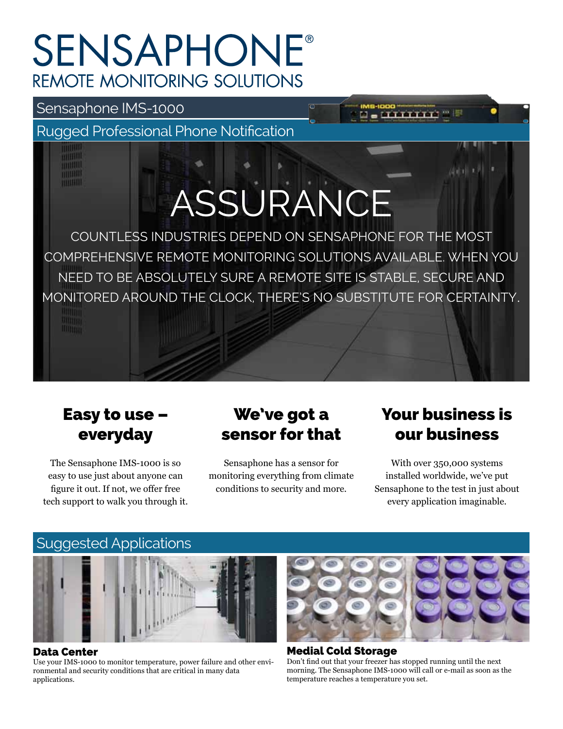# SENSAPHONE®

REMOTE MONITORING SOLUTIONS

## Sensaphone IMS-1000

## Rugged Professional Phone Notification

# ASSURANCE

COUNTLESS INDUSTRIES DEPEND ON SENSAPHONE FOR THE MOST COMPREHENSIVE REMOTE MONITORING SOLUTIONS AVAILABLE. WHEN YOU NEED TO BE ABSOLUTELY SURE A REMOTE SITE IS STABLE, SECURE AND MONITORED AROUND THE CLOCK, THERE'S NO SUBSTITUTE FOR CERTAINTY.

### Easy to use – everyday

The Sensaphone IMS-1000 is so easy to use just about anyone can figure it out. If not, we offer free tech support to walk you through it.

### We've got a sensor for that

Sensaphone has a sensor for monitoring everything from climate conditions to security and more.

### Your business is our business

With over 350,000 systems installed worldwide, we've put Sensaphone to the test in just about every application imaginable.

## Suggested Applications

### Data Center

Use your IMS-1000 to monitor temperature, power failure and other environmental and security conditions that are critical in many data applications.

### Medial Cold Storage

Don't find out that your freezer has stopped running until the next morning. The Sensaphone IMS-1000 will call or e-mail as soon as the temperature reaches a temperature you set.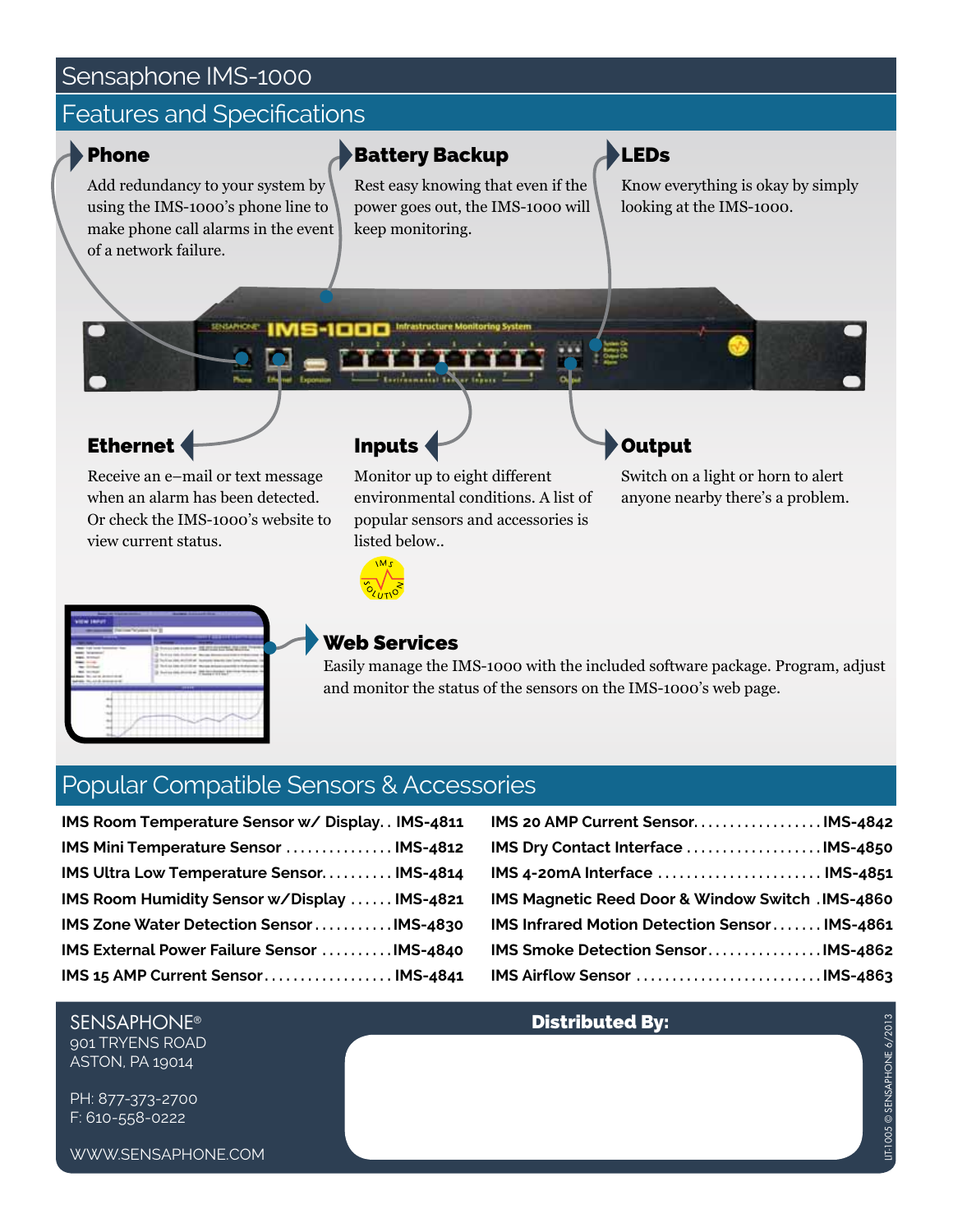# Sensaphone IMS-1000

## Features and Specifications

### Phone

Add redundancy to your system by using the IMS-1000's phone line to make phone call alarms in the event of a network failure.

### Battery Backup

Rest easy knowing that even if the power goes out, the IMS-1000 will keep monitoring.

### LEDs

Know everything is okay by simply looking at the IMS-1000.

### Ethernet

Receive an e–mail or text message when an alarm has been detected. Or check the IMS-1000's website to view current status.

### Inputs

Monitor up to eight different environmental conditions. A list of popular sensors and accessories is listed below..

### Output

Switch on a light or horn to alert anyone nearby there's a problem.

### Web Services

Easily manage the IMS-1000 with the included software package. Program, adjust and monitor the status of the sensors on the IMS-1000's web page.

## Popular Compatible Sensors & Accessories

| | |
|---|---|
| IMS Room Temperature Sensor w/ Display | IMS-4811 |
| IMS Mini Temperature Sensor | IMS-4812 |
| IMS Ultra Low Temperature Sensor | IMS-4814 |
| IMS Room Humidity Sensor w/Display | IMS-4821 |
| IMS Zone Water Detection Sensor | IMS-4830 |
| IMS External Power Failure Sensor | IMS-4840 |
| IMS 15 AMP Current Sensor | IMS-4841 |
| IMS 20 AMP Current Sensor | IMS-4842 |
| IMS Dry Contact Interface | IMS-4850 |
| IMS 4-20mA Interface | IMS-4851 |
| IMS Magnetic Reed Door & Window Switch | IMS-4860 |
| IMS Infrared Motion Detection Sensor | IMS-4861 |
| IMS Smoke Detection Sensor | IMS-4862 |
| IMS Airflow Sensor | IMS-4863 |

SENSAPHONE®
901 TRYENS ROAD
ASTON, PA 19014

PH: 877-373-2700
F: 610-558-0222

WWW.SENSAPHONE.COM

**Distributed By:**

LIT-1005 © SENSAPHONE 6/2013